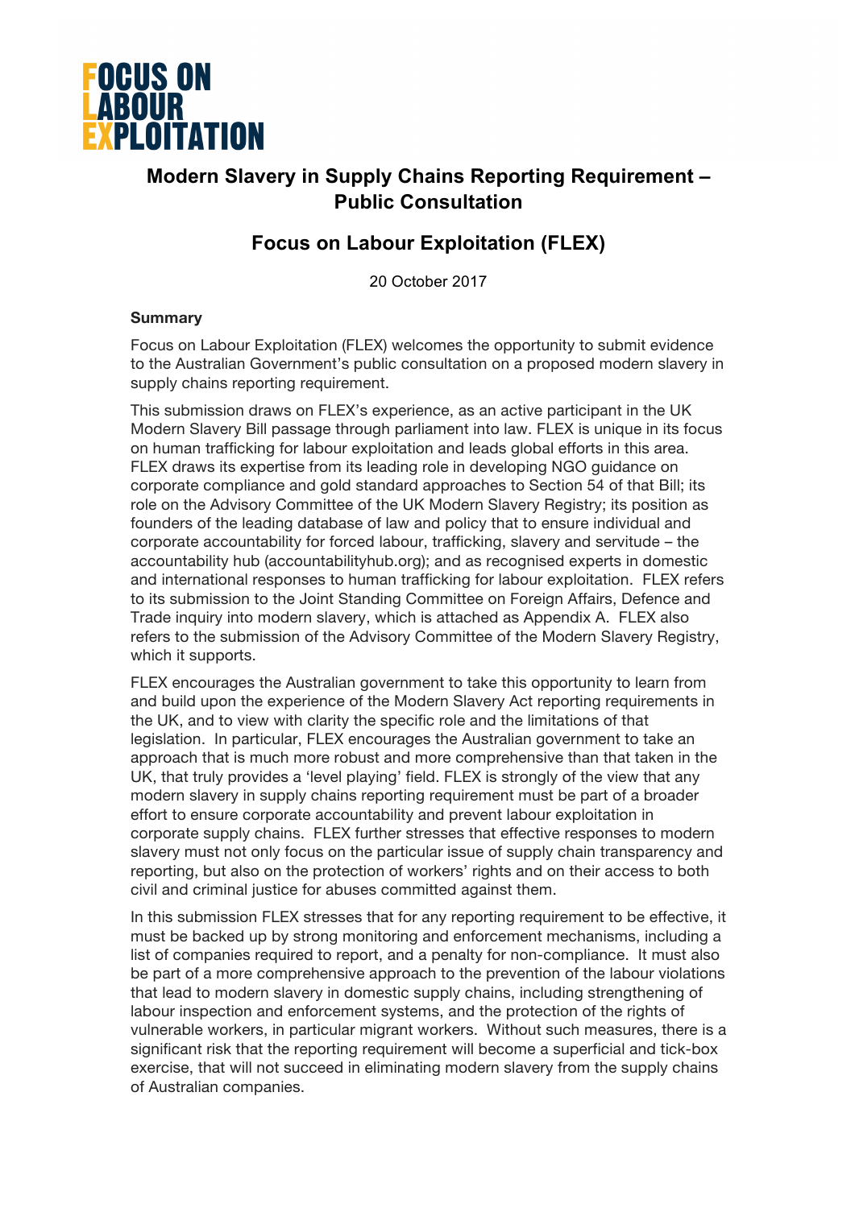# FOCUS ON LABOUR EXPLOITATION

## Modern Slavery in Supply Chains Reporting Requirement – Public Consultation

## Focus on Labour Exploitation (FLEX)

20 October 2017

**Summary**

Focus on Labour Exploitation (FLEX) welcomes the opportunity to submit evidence to the Australian Government's public consultation on a proposed modern slavery in supply chains reporting requirement.

This submission draws on FLEX's experience, as an active participant in the UK Modern Slavery Bill passage through parliament into law. FLEX is unique in its focus on human trafficking for labour exploitation and leads global efforts in this area. FLEX draws its expertise from its leading role in developing NGO guidance on corporate compliance and gold standard approaches to Section 54 of that Bill; its role on the Advisory Committee of the UK Modern Slavery Registry; its position as founders of the leading database of law and policy that to ensure individual and corporate accountability for forced labour, trafficking, slavery and servitude – the accountability hub (accountabilityhub.org); and as recognised experts in domestic and international responses to human trafficking for labour exploitation. FLEX refers to its submission to the Joint Standing Committee on Foreign Affairs, Defence and Trade inquiry into modern slavery, which is attached as Appendix A. FLEX also refers to the submission of the Advisory Committee of the Modern Slavery Registry, which it supports.

FLEX encourages the Australian government to take this opportunity to learn from and build upon the experience of the Modern Slavery Act reporting requirements in the UK, and to view with clarity the specific role and the limitations of that legislation. In particular, FLEX encourages the Australian government to take an approach that is much more robust and more comprehensive than that taken in the UK, that truly provides a 'level playing' field. FLEX is strongly of the view that any modern slavery in supply chains reporting requirement must be part of a broader effort to ensure corporate accountability and prevent labour exploitation in corporate supply chains. FLEX further stresses that effective responses to modern slavery must not only focus on the particular issue of supply chain transparency and reporting, but also on the protection of workers' rights and on their access to both civil and criminal justice for abuses committed against them.

In this submission FLEX stresses that for any reporting requirement to be effective, it must be backed up by strong monitoring and enforcement mechanisms, including a list of companies required to report, and a penalty for non-compliance. It must also be part of a more comprehensive approach to the prevention of the labour violations that lead to modern slavery in domestic supply chains, including strengthening of labour inspection and enforcement systems, and the protection of the rights of vulnerable workers, in particular migrant workers. Without such measures, there is a significant risk that the reporting requirement will become a superficial and tick-box exercise, that will not succeed in eliminating modern slavery from the supply chains of Australian companies.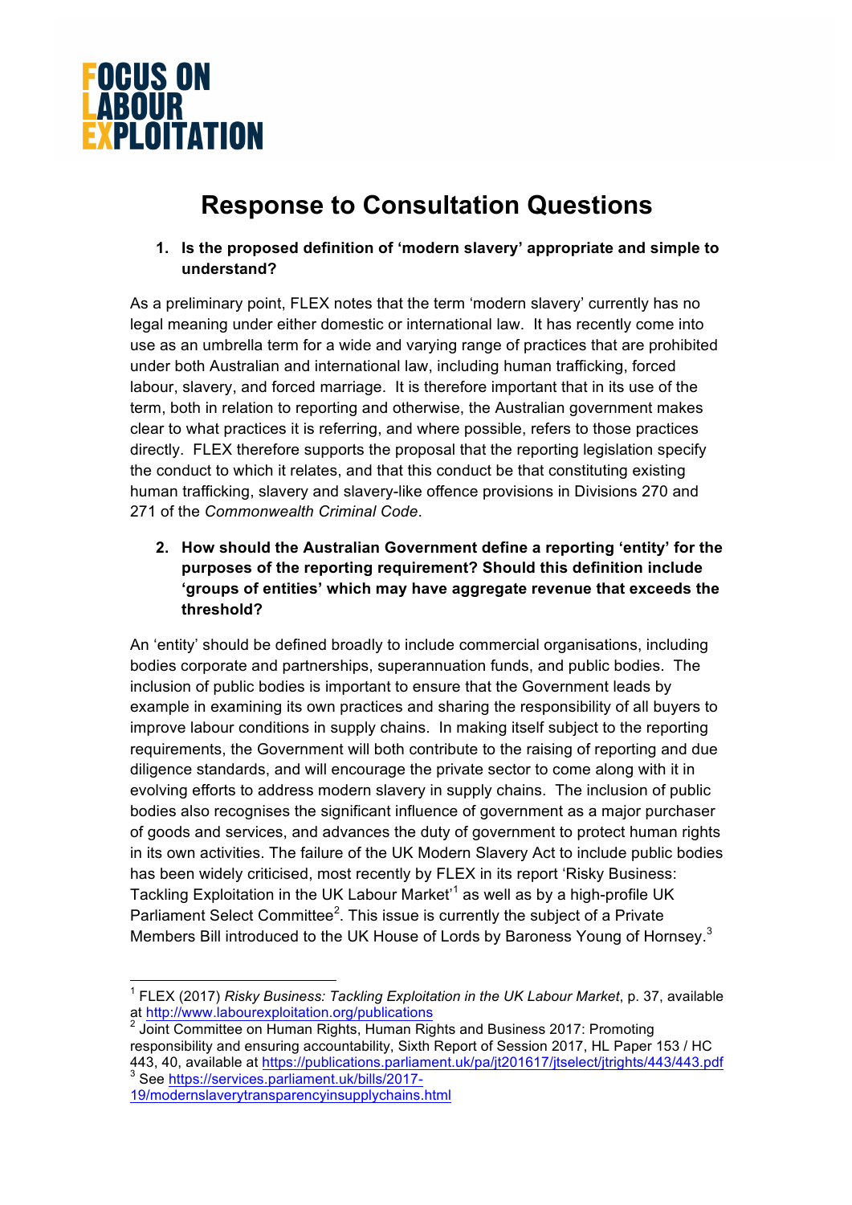# Response to Consultation Questions

**1. Is the proposed definition of 'modern slavery' appropriate and simple to understand?**

As a preliminary point, FLEX notes that the term 'modern slavery' currently has no legal meaning under either domestic or international law. It has recently come into use as an umbrella term for a wide and varying range of practices that are prohibited under both Australian and international law, including human trafficking, forced labour, slavery, and forced marriage. It is therefore important that in its use of the term, both in relation to reporting and otherwise, the Australian government makes clear to what practices it is referring, and where possible, refers to those practices directly. FLEX therefore supports the proposal that the reporting legislation specify the conduct to which it relates, and that this conduct be that constituting existing human trafficking, slavery and slavery-like offence provisions in Divisions 270 and 271 of the *Commonwealth Criminal Code*.

**2. How should the Australian Government define a reporting 'entity' for the purposes of the reporting requirement? Should this definition include 'groups of entities' which may have aggregate revenue that exceeds the threshold?**

An 'entity' should be defined broadly to include commercial organisations, including bodies corporate and partnerships, superannuation funds, and public bodies. The inclusion of public bodies is important to ensure that the Government leads by example in examining its own practices and sharing the responsibility of all buyers to improve labour conditions in supply chains. In making itself subject to the reporting requirements, the Government will both contribute to the raising of reporting and due diligence standards, and will encourage the private sector to come along with it in evolving efforts to address modern slavery in supply chains. The inclusion of public bodies also recognises the significant influence of government as a major purchaser of goods and services, and advances the duty of government to protect human rights in its own activities. The failure of the UK Modern Slavery Act to include public bodies has been widely criticised, most recently by FLEX in its report 'Risky Business: Tackling Exploitation in the UK Labour Market'[1] as well as by a high-profile UK Parliament Select Committee[2]. This issue is currently the subject of a Private Members Bill introduced to the UK House of Lords by Baroness Young of Hornsey.[3]

---

[1] FLEX (2017) *Risky Business: Tackling Exploitation in the UK Labour Market*, p. 37, available at http://www.labourexploitation.org/publications

[2] Joint Committee on Human Rights, Human Rights and Business 2017: Promoting responsibility and ensuring accountability, Sixth Report of Session 2017, HL Paper 153 / HC 443, 40, available at https://publications.parliament.uk/pa/jt201617/jtselect/jtrights/443/443.pdf

[3] See https://services.parliament.uk/bills/2017-19/modernslaverytransparencyinsupplychains.html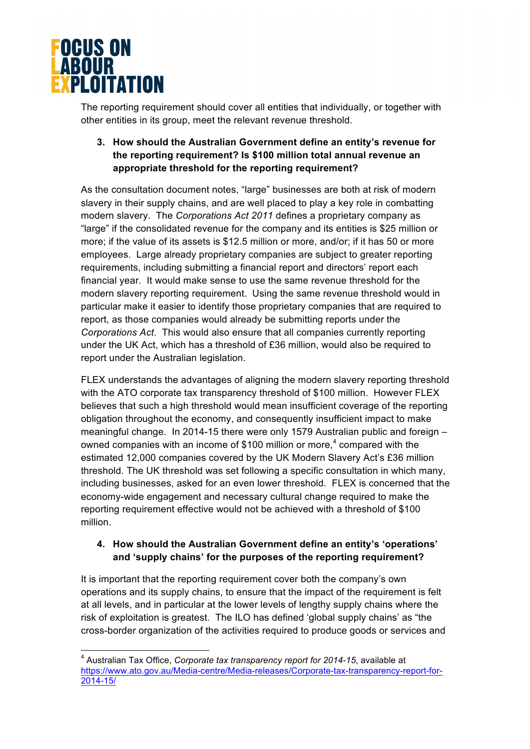The reporting requirement should cover all entities that individually, or together with other entities in its group, meet the relevant revenue threshold.

3. **How should the Australian Government define an entity's revenue for the reporting requirement? Is $100 million total annual revenue an appropriate threshold for the reporting requirement?**

As the consultation document notes, "large" businesses are both at risk of modern slavery in their supply chains, and are well placed to play a key role in combatting modern slavery. The *Corporations Act 2011* defines a proprietary company as "large" if the consolidated revenue for the company and its entities is $25 million or more; if the value of its assets is $12.5 million or more, and/or; if it has 50 or more employees. Large already proprietary companies are subject to greater reporting requirements, including submitting a financial report and directors' report each financial year. It would make sense to use the same revenue threshold for the modern slavery reporting requirement. Using the same revenue threshold would in particular make it easier to identify those proprietary companies that are required to report, as those companies would already be submitting reports under the *Corporations Act.* This would also ensure that all companies currently reporting under the UK Act, which has a threshold of £36 million, would also be required to report under the Australian legislation.

FLEX understands the advantages of aligning the modern slavery reporting threshold with the ATO corporate tax transparency threshold of $100 million. However FLEX believes that such a high threshold would mean insufficient coverage of the reporting obligation throughout the economy, and consequently insufficient impact to make meaningful change. In 2014-15 there were only 1579 Australian public and foreign – owned companies with an income of $100 million or more,[4] compared with the estimated 12,000 companies covered by the UK Modern Slavery Act's £36 million threshold. The UK threshold was set following a specific consultation in which many, including businesses, asked for an even lower threshold. FLEX is concerned that the economy-wide engagement and necessary cultural change required to make the reporting requirement effective would not be achieved with a threshold of $100 million.

4. **How should the Australian Government define an entity's 'operations' and 'supply chains' for the purposes of the reporting requirement?**

It is important that the reporting requirement cover both the company's own operations and its supply chains, to ensure that the impact of the requirement is felt at all levels, and in particular at the lower levels of lengthy supply chains where the risk of exploitation is greatest. The ILO has defined 'global supply chains' as "the cross-border organization of the activities required to produce goods or services and

[4] Australian Tax Office, *Corporate tax transparency report for 2014-15*, available at https://www.ato.gov.au/Media-centre/Media-releases/Corporate-tax-transparency-report-for-2014-15/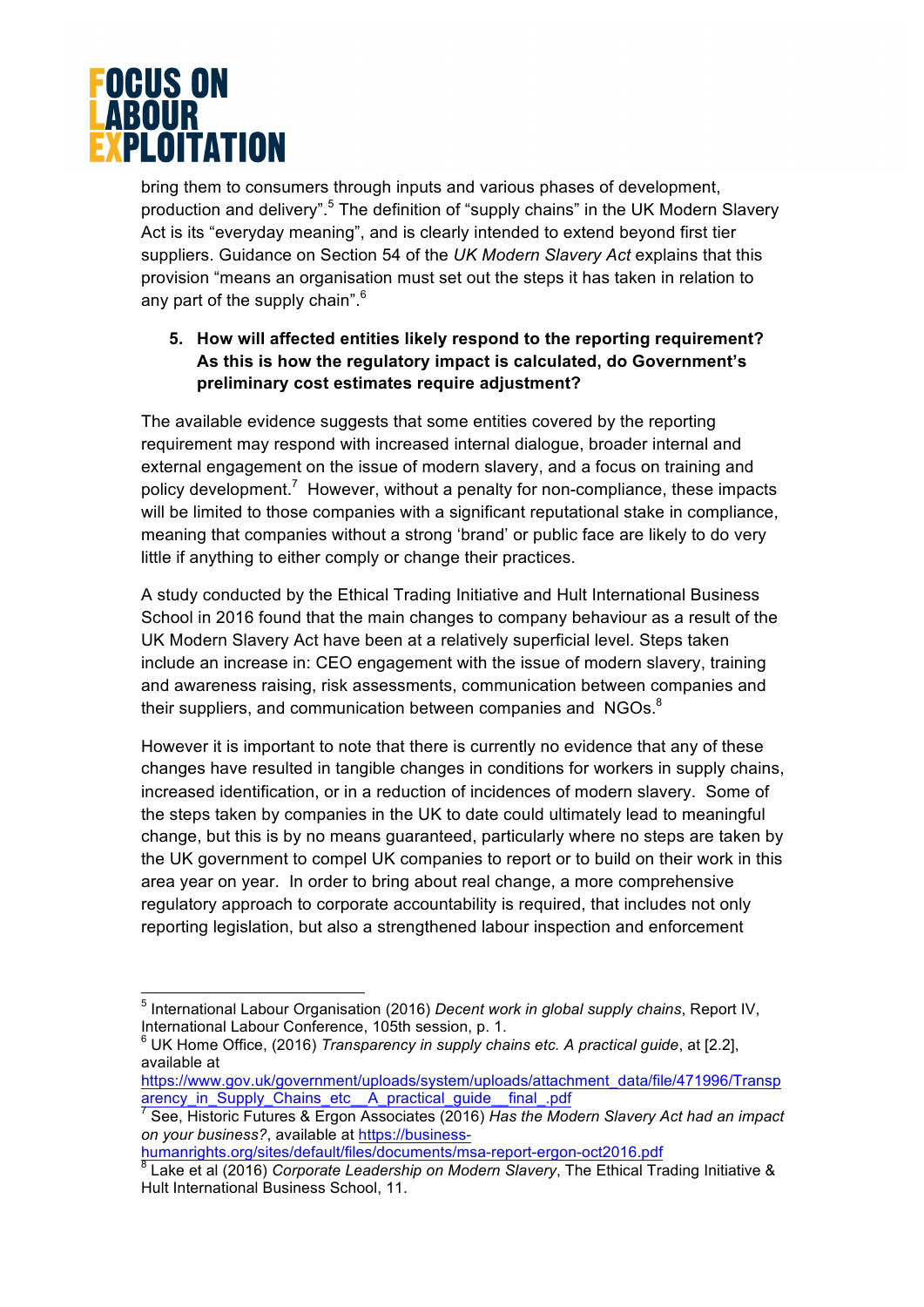bring them to consumers through inputs and various phases of development, production and delivery".[5] The definition of "supply chains" in the UK Modern Slavery Act is its "everyday meaning", and is clearly intended to extend beyond first tier suppliers. Guidance on Section 54 of the *UK Modern Slavery Act* explains that this provision "means an organisation must set out the steps it has taken in relation to any part of the supply chain".[6]

5. **How will affected entities likely respond to the reporting requirement? As this is how the regulatory impact is calculated, do Government's preliminary cost estimates require adjustment?**

The available evidence suggests that some entities covered by the reporting requirement may respond with increased internal dialogue, broader internal and external engagement on the issue of modern slavery, and a focus on training and policy development.[7] However, without a penalty for non-compliance, these impacts will be limited to those companies with a significant reputational stake in compliance, meaning that companies without a strong 'brand' or public face are likely to do very little if anything to either comply or change their practices.

A study conducted by the Ethical Trading Initiative and Hult International Business School in 2016 found that the main changes to company behaviour as a result of the UK Modern Slavery Act have been at a relatively superficial level. Steps taken include an increase in: CEO engagement with the issue of modern slavery, training and awareness raising, risk assessments, communication between companies and their suppliers, and communication between companies and NGOs.[8]

However it is important to note that there is currently no evidence that any of these changes have resulted in tangible changes in conditions for workers in supply chains, increased identification, or in a reduction of incidences of modern slavery. Some of the steps taken by companies in the UK to date could ultimately lead to meaningful change, but this is by no means guaranteed, particularly where no steps are taken by the UK government to compel UK companies to report or to build on their work in this area year on year. In order to bring about real change, a more comprehensive regulatory approach to corporate accountability is required, that includes not only reporting legislation, but also a strengthened labour inspection and enforcement

---

[5] International Labour Organisation (2016) *Decent work in global supply chains*, Report IV, International Labour Conference, 105th session, p. 1.

[6] UK Home Office, (2016) *Transparency in supply chains etc. A practical guide*, at [2.2], available at https://www.gov.uk/government/uploads/system/uploads/attachment_data/file/471996/Transparency_in_Supply_Chains_etc__A_practical_guide__final_.pdf

[7] See, Historic Futures & Ergon Associates (2016) *Has the Modern Slavery Act had an impact on your business?*, available at https://business-humanrights.org/sites/default/files/documents/msa-report-ergon-oct2016.pdf

[8] Lake et al (2016) *Corporate Leadership on Modern Slavery*, The Ethical Trading Initiative & Hult International Business School, 11.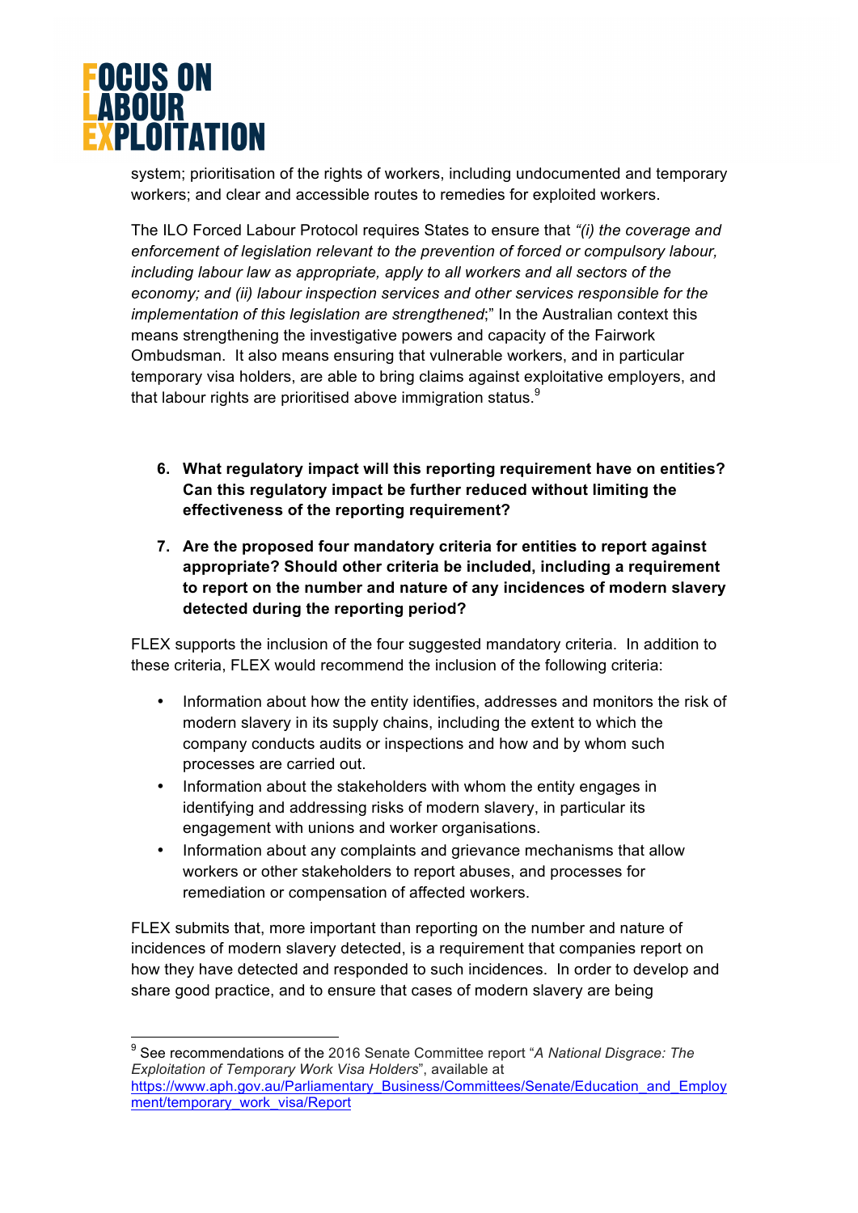system; prioritisation of the rights of workers, including undocumented and temporary workers; and clear and accessible routes to remedies for exploited workers.

The ILO Forced Labour Protocol requires States to ensure that *"(i) the coverage and enforcement of legislation relevant to the prevention of forced or compulsory labour, including labour law as appropriate, apply to all workers and all sectors of the economy; and (ii) labour inspection services and other services responsible for the implementation of this legislation are strengthened*;" In the Australian context this means strengthening the investigative powers and capacity of the Fairwork Ombudsman. It also means ensuring that vulnerable workers, and in particular temporary visa holders, are able to bring claims against exploitative employers, and that labour rights are prioritised above immigration status.[9]

6. **What regulatory impact will this reporting requirement have on entities? Can this regulatory impact be further reduced without limiting the effectiveness of the reporting requirement?**

7. **Are the proposed four mandatory criteria for entities to report against appropriate? Should other criteria be included, including a requirement to report on the number and nature of any incidences of modern slavery detected during the reporting period?**

FLEX supports the inclusion of the four suggested mandatory criteria. In addition to these criteria, FLEX would recommend the inclusion of the following criteria:

- Information about how the entity identifies, addresses and monitors the risk of modern slavery in its supply chains, including the extent to which the company conducts audits or inspections and how and by whom such processes are carried out.
- Information about the stakeholders with whom the entity engages in identifying and addressing risks of modern slavery, in particular its engagement with unions and worker organisations.
- Information about any complaints and grievance mechanisms that allow workers or other stakeholders to report abuses, and processes for remediation or compensation of affected workers.

FLEX submits that, more important than reporting on the number and nature of incidences of modern slavery detected, is a requirement that companies report on how they have detected and responded to such incidences. In order to develop and share good practice, and to ensure that cases of modern slavery are being

[9] See recommendations of the 2016 Senate Committee report "*A National Disgrace: The Exploitation of Temporary Work Visa Holders*", available at https://www.aph.gov.au/Parliamentary_Business/Committees/Senate/Education_and_Employment/temporary_work_visa/Report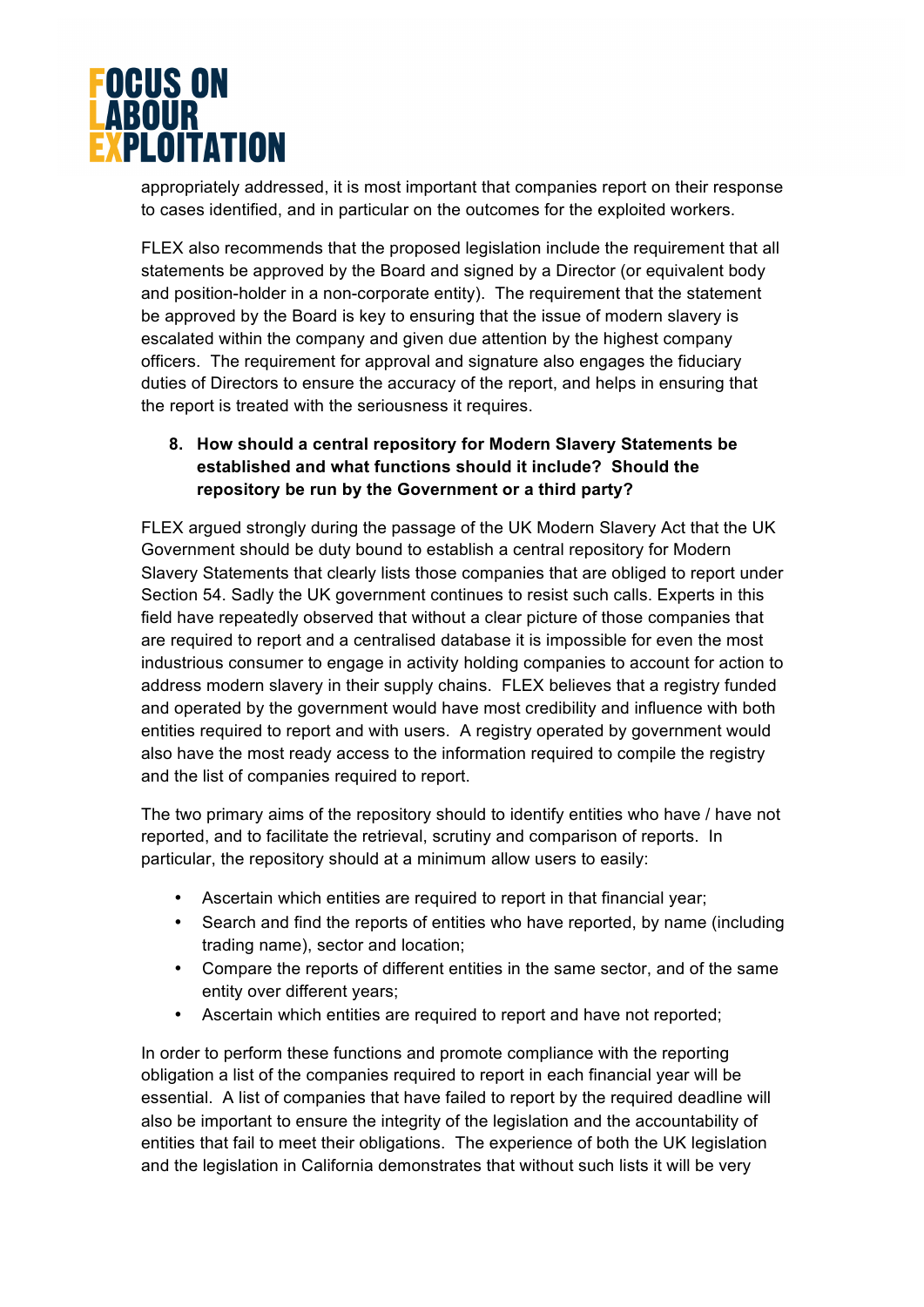appropriately addressed, it is most important that companies report on their response to cases identified, and in particular on the outcomes for the exploited workers.

FLEX also recommends that the proposed legislation include the requirement that all statements be approved by the Board and signed by a Director (or equivalent body and position-holder in a non-corporate entity). The requirement that the statement be approved by the Board is key to ensuring that the issue of modern slavery is escalated within the company and given due attention by the highest company officers. The requirement for approval and signature also engages the fiduciary duties of Directors to ensure the accuracy of the report, and helps in ensuring that the report is treated with the seriousness it requires.

**8. How should a central repository for Modern Slavery Statements be established and what functions should it include? Should the repository be run by the Government or a third party?**

FLEX argued strongly during the passage of the UK Modern Slavery Act that the UK Government should be duty bound to establish a central repository for Modern Slavery Statements that clearly lists those companies that are obliged to report under Section 54. Sadly the UK government continues to resist such calls. Experts in this field have repeatedly observed that without a clear picture of those companies that are required to report and a centralised database it is impossible for even the most industrious consumer to engage in activity holding companies to account for action to address modern slavery in their supply chains. FLEX believes that a registry funded and operated by the government would have most credibility and influence with both entities required to report and with users. A registry operated by government would also have the most ready access to the information required to compile the registry and the list of companies required to report.

The two primary aims of the repository should to identify entities who have / have not reported, and to facilitate the retrieval, scrutiny and comparison of reports. In particular, the repository should at a minimum allow users to easily:

- Ascertain which entities are required to report in that financial year;
- Search and find the reports of entities who have reported, by name (including trading name), sector and location;
- Compare the reports of different entities in the same sector, and of the same entity over different years;
- Ascertain which entities are required to report and have not reported;

In order to perform these functions and promote compliance with the reporting obligation a list of the companies required to report in each financial year will be essential. A list of companies that have failed to report by the required deadline will also be important to ensure the integrity of the legislation and the accountability of entities that fail to meet their obligations. The experience of both the UK legislation and the legislation in California demonstrates that without such lists it will be very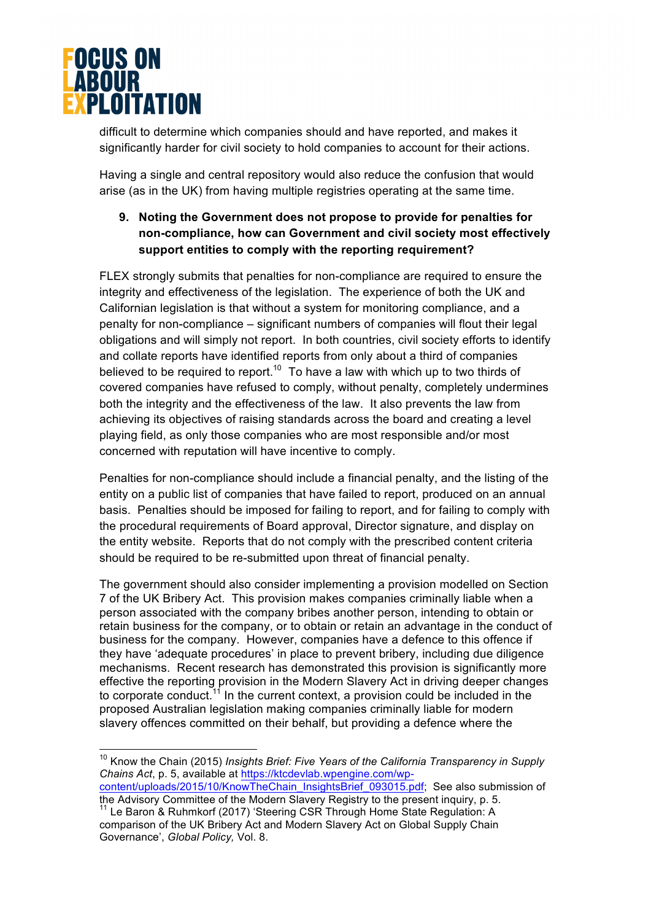difficult to determine which companies should and have reported, and makes it significantly harder for civil society to hold companies to account for their actions.

Having a single and central repository would also reduce the confusion that would arise (as in the UK) from having multiple registries operating at the same time.

**9. Noting the Government does not propose to provide for penalties for non-compliance, how can Government and civil society most effectively support entities to comply with the reporting requirement?**

FLEX strongly submits that penalties for non-compliance are required to ensure the integrity and effectiveness of the legislation. The experience of both the UK and Californian legislation is that without a system for monitoring compliance, and a penalty for non-compliance – significant numbers of companies will flout their legal obligations and will simply not report. In both countries, civil society efforts to identify and collate reports have identified reports from only about a third of companies believed to be required to report.[10] To have a law with which up to two thirds of covered companies have refused to comply, without penalty, completely undermines both the integrity and the effectiveness of the law. It also prevents the law from achieving its objectives of raising standards across the board and creating a level playing field, as only those companies who are most responsible and/or most concerned with reputation will have incentive to comply.

Penalties for non-compliance should include a financial penalty, and the listing of the entity on a public list of companies that have failed to report, produced on an annual basis. Penalties should be imposed for failing to report, and for failing to comply with the procedural requirements of Board approval, Director signature, and display on the entity website. Reports that do not comply with the prescribed content criteria should be required to be re-submitted upon threat of financial penalty.

The government should also consider implementing a provision modelled on Section 7 of the UK Bribery Act. This provision makes companies criminally liable when a person associated with the company bribes another person, intending to obtain or retain business for the company, or to obtain or retain an advantage in the conduct of business for the company. However, companies have a defence to this offence if they have 'adequate procedures' in place to prevent bribery, including due diligence mechanisms. Recent research has demonstrated this provision is significantly more effective the reporting provision in the Modern Slavery Act in driving deeper changes to corporate conduct.[11] In the current context, a provision could be included in the proposed Australian legislation making companies criminally liable for modern slavery offences committed on their behalf, but providing a defence where the

---

[10] Know the Chain (2015) *Insights Brief: Five Years of the California Transparency in Supply Chains Act*, p. 5, available at https://ktcdevlab.wpengine.com/wp-content/uploads/2015/10/KnowTheChain_InsightsBrief_093015.pdf; See also submission of the Advisory Committee of the Modern Slavery Registry to the present inquiry, p. 5.

[11] Le Baron & Ruhmkorf (2017) 'Steering CSR Through Home State Regulation: A comparison of the UK Bribery Act and Modern Slavery Act on Global Supply Chain Governance', *Global Policy,* Vol. 8.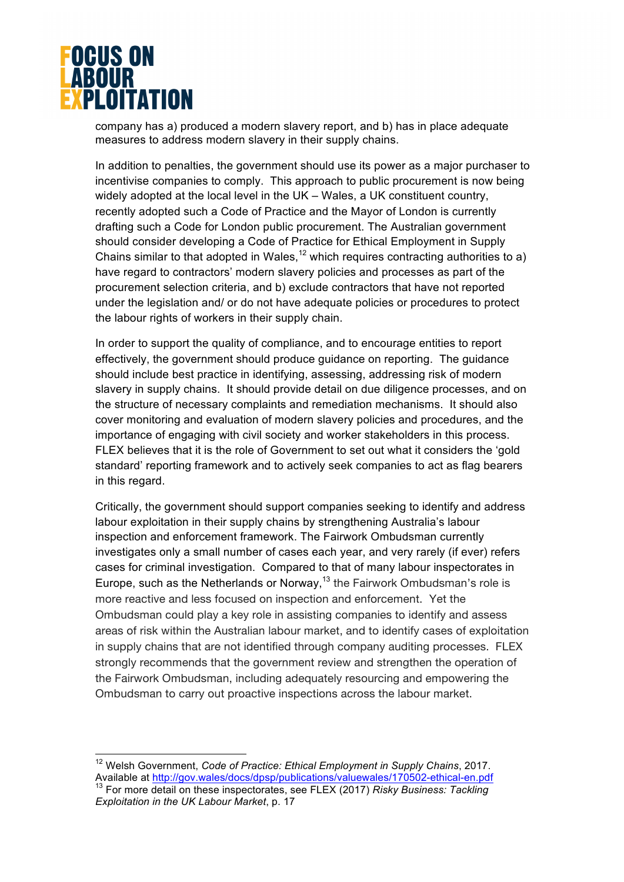company has a) produced a modern slavery report, and b) has in place adequate measures to address modern slavery in their supply chains.

In addition to penalties, the government should use its power as a major purchaser to incentivise companies to comply. This approach to public procurement is now being widely adopted at the local level in the UK – Wales, a UK constituent country, recently adopted such a Code of Practice and the Mayor of London is currently drafting such a Code for London public procurement. The Australian government should consider developing a Code of Practice for Ethical Employment in Supply Chains similar to that adopted in Wales,[12] which requires contracting authorities to a) have regard to contractors' modern slavery policies and processes as part of the procurement selection criteria, and b) exclude contractors that have not reported under the legislation and/ or do not have adequate policies or procedures to protect the labour rights of workers in their supply chain.

In order to support the quality of compliance, and to encourage entities to report effectively, the government should produce guidance on reporting. The guidance should include best practice in identifying, assessing, addressing risk of modern slavery in supply chains. It should provide detail on due diligence processes, and on the structure of necessary complaints and remediation mechanisms. It should also cover monitoring and evaluation of modern slavery policies and procedures, and the importance of engaging with civil society and worker stakeholders in this process. FLEX believes that it is the role of Government to set out what it considers the 'gold standard' reporting framework and to actively seek companies to act as flag bearers in this regard.

Critically, the government should support companies seeking to identify and address labour exploitation in their supply chains by strengthening Australia's labour inspection and enforcement framework. The Fairwork Ombudsman currently investigates only a small number of cases each year, and very rarely (if ever) refers cases for criminal investigation. Compared to that of many labour inspectorates in Europe, such as the Netherlands or Norway,[13] the Fairwork Ombudsman's role is more reactive and less focused on inspection and enforcement. Yet the Ombudsman could play a key role in assisting companies to identify and assess areas of risk within the Australian labour market, and to identify cases of exploitation in supply chains that are not identified through company auditing processes. FLEX strongly recommends that the government review and strengthen the operation of the Fairwork Ombudsman, including adequately resourcing and empowering the Ombudsman to carry out proactive inspections across the labour market.

---

[12] Welsh Government, *Code of Practice: Ethical Employment in Supply Chains*, 2017. Available at http://gov.wales/docs/dpsp/publications/valuewales/170502-ethical-en.pdf

[13] For more detail on these inspectorates, see FLEX (2017) *Risky Business: Tackling Exploitation in the UK Labour Market*, p. 17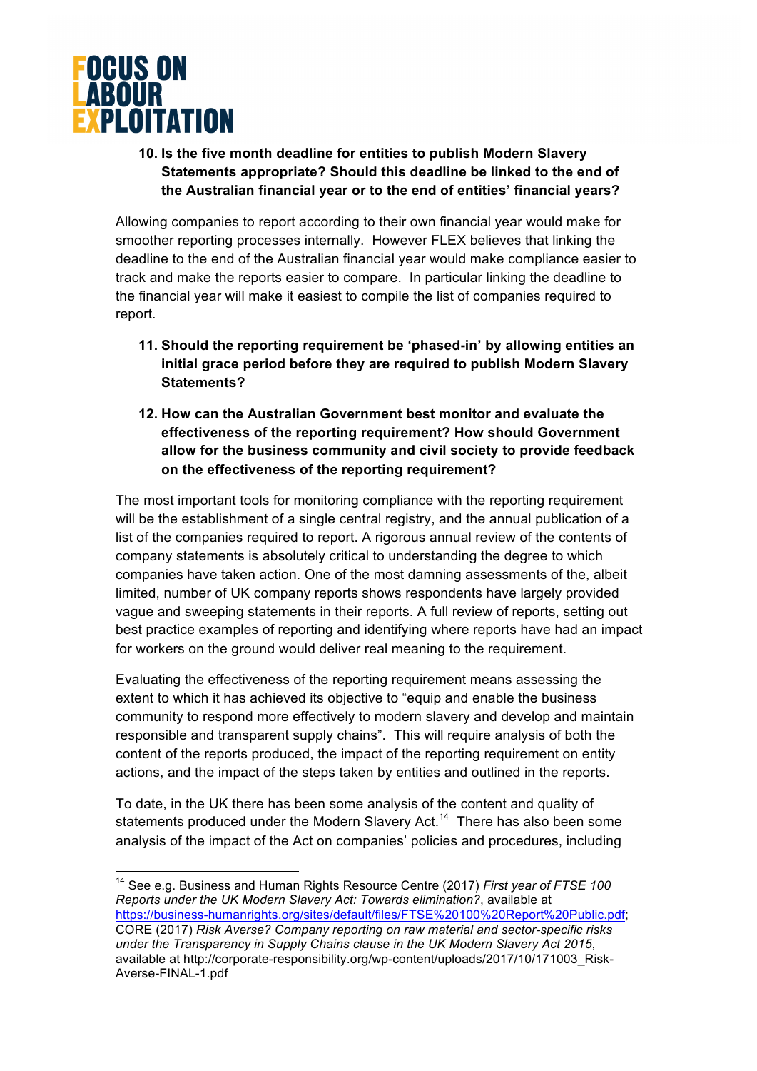10. **Is the five month deadline for entities to publish Modern Slavery Statements appropriate? Should this deadline be linked to the end of the Australian financial year or to the end of entities' financial years?**

Allowing companies to report according to their own financial year would make for smoother reporting processes internally. However FLEX believes that linking the deadline to the end of the Australian financial year would make compliance easier to track and make the reports easier to compare. In particular linking the deadline to the financial year will make it easiest to compile the list of companies required to report.

11. **Should the reporting requirement be 'phased-in' by allowing entities an initial grace period before they are required to publish Modern Slavery Statements?**

12. **How can the Australian Government best monitor and evaluate the effectiveness of the reporting requirement? How should Government allow for the business community and civil society to provide feedback on the effectiveness of the reporting requirement?**

The most important tools for monitoring compliance with the reporting requirement will be the establishment of a single central registry, and the annual publication of a list of the companies required to report. A rigorous annual review of the contents of company statements is absolutely critical to understanding the degree to which companies have taken action. One of the most damning assessments of the, albeit limited, number of UK company reports shows respondents have largely provided vague and sweeping statements in their reports. A full review of reports, setting out best practice examples of reporting and identifying where reports have had an impact for workers on the ground would deliver real meaning to the requirement.

Evaluating the effectiveness of the reporting requirement means assessing the extent to which it has achieved its objective to "equip and enable the business community to respond more effectively to modern slavery and develop and maintain responsible and transparent supply chains". This will require analysis of both the content of the reports produced, the impact of the reporting requirement on entity actions, and the impact of the steps taken by entities and outlined in the reports.

To date, in the UK there has been some analysis of the content and quality of statements produced under the Modern Slavery Act.[14] There has also been some analysis of the impact of the Act on companies' policies and procedures, including

---

[14] See e.g. Business and Human Rights Resource Centre (2017) *First year of FTSE 100 Reports under the UK Modern Slavery Act: Towards elimination?*, available at https://business-humanrights.org/sites/default/files/FTSE%20100%20Report%20Public.pdf; CORE (2017) *Risk Averse? Company reporting on raw material and sector-specific risks under the Transparency in Supply Chains clause in the UK Modern Slavery Act 2015*, available at http://corporate-responsibility.org/wp-content/uploads/2017/10/171003_Risk-Averse-FINAL-1.pdf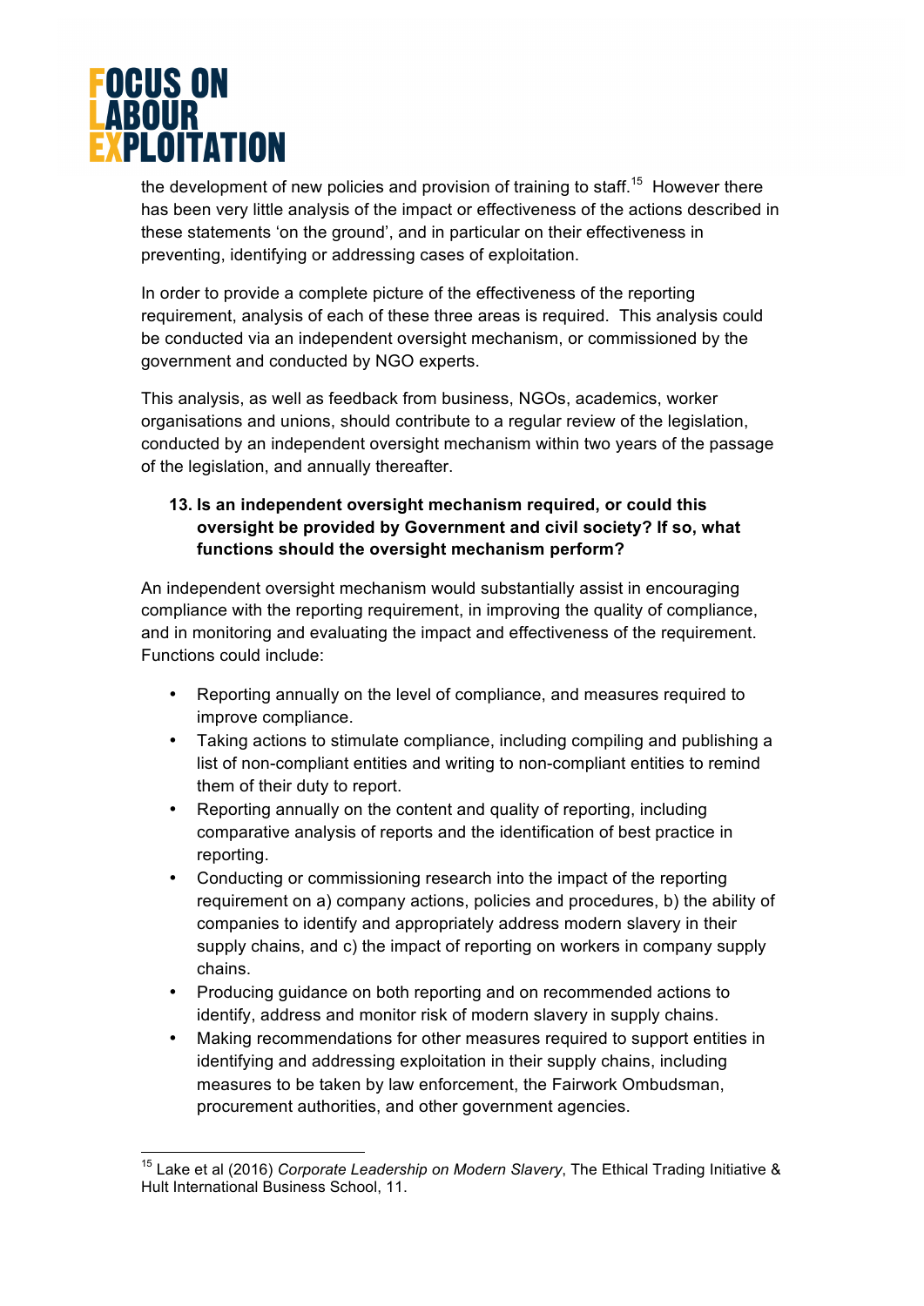the development of new policies and provision of training to staff.[15] However there has been very little analysis of the impact or effectiveness of the actions described in these statements 'on the ground', and in particular on their effectiveness in preventing, identifying or addressing cases of exploitation.

In order to provide a complete picture of the effectiveness of the reporting requirement, analysis of each of these three areas is required. This analysis could be conducted via an independent oversight mechanism, or commissioned by the government and conducted by NGO experts.

This analysis, as well as feedback from business, NGOs, academics, worker organisations and unions, should contribute to a regular review of the legislation, conducted by an independent oversight mechanism within two years of the passage of the legislation, and annually thereafter.

**13. Is an independent oversight mechanism required, or could this oversight be provided by Government and civil society? If so, what functions should the oversight mechanism perform?**

An independent oversight mechanism would substantially assist in encouraging compliance with the reporting requirement, in improving the quality of compliance, and in monitoring and evaluating the impact and effectiveness of the requirement. Functions could include:

- Reporting annually on the level of compliance, and measures required to improve compliance.
- Taking actions to stimulate compliance, including compiling and publishing a list of non-compliant entities and writing to non-compliant entities to remind them of their duty to report.
- Reporting annually on the content and quality of reporting, including comparative analysis of reports and the identification of best practice in reporting.
- Conducting or commissioning research into the impact of the reporting requirement on a) company actions, policies and procedures, b) the ability of companies to identify and appropriately address modern slavery in their supply chains, and c) the impact of reporting on workers in company supply chains.
- Producing guidance on both reporting and on recommended actions to identify, address and monitor risk of modern slavery in supply chains.
- Making recommendations for other measures required to support entities in identifying and addressing exploitation in their supply chains, including measures to be taken by law enforcement, the Fairwork Ombudsman, procurement authorities, and other government agencies.

---

[15] Lake et al (2016) *Corporate Leadership on Modern Slavery*, The Ethical Trading Initiative & Hult International Business School, 11.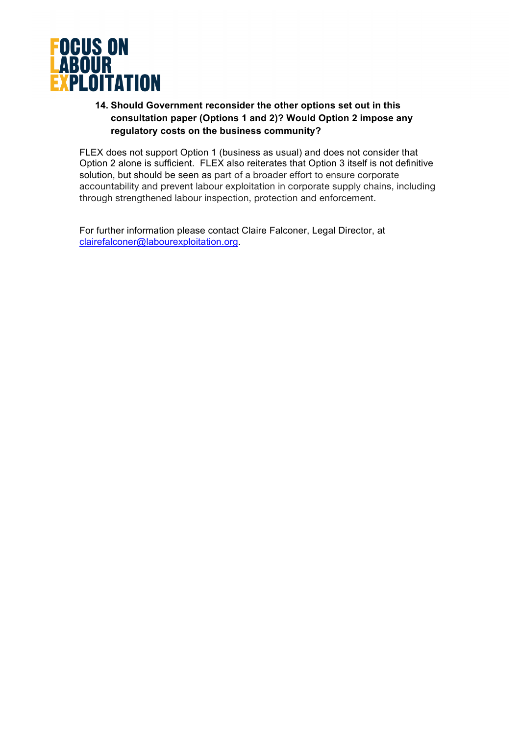**14. Should Government reconsider the other options set out in this consultation paper (Options 1 and 2)? Would Option 2 impose any regulatory costs on the business community?**

FLEX does not support Option 1 (business as usual) and does not consider that Option 2 alone is sufficient. FLEX also reiterates that Option 3 itself is not definitive solution, but should be seen as part of a broader effort to ensure corporate accountability and prevent labour exploitation in corporate supply chains, including through strengthened labour inspection, protection and enforcement.

For further information please contact Claire Falconer, Legal Director, at clairefalconer@labourexploitation.org.